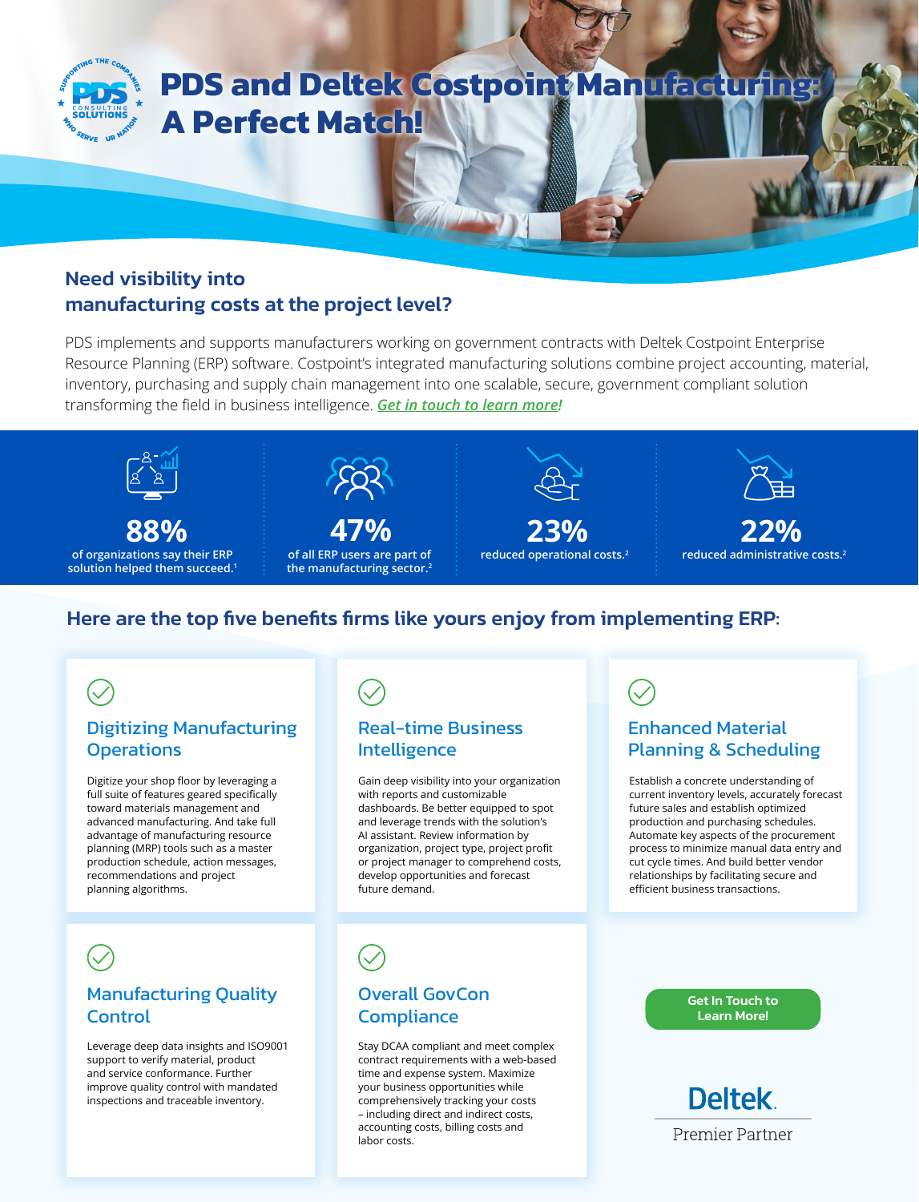# PDS and Deltek Costpoint Manufacturing: A Perfect Match!

## Need visibility into manufacturing costs at the project level?

PDS implements and supports manufacturers working on government contracts with Deltek Costpoint Enterprise Resource Planning (ERP) software. Costpoint's integrated manufacturing solutions combine project accounting, material, inventory, purchasing and supply chain management into one scalable, secure, government compliant solution transforming the field in business intelligence. ***Get in touch to learn more!***

**88%** of organizations say their ERP solution helped them succeed.[1]

**47%** of all ERP users are part of the manufacturing sector.[2]

**23%** reduced operational costs.[2]

**22%** reduced administrative costs.[2]

## Here are the top five benefits firms like yours enjoy from implementing ERP:

### Digitizing Manufacturing Operations

Digitize your shop floor by leveraging a full suite of features geared specifically toward materials management and advanced manufacturing. And take full advantage of manufacturing resource planning (MRP) tools such as a master production schedule, action messages, recommendations and project planning algorithms.

### Real-time Business Intelligence

Gain deep visibility into your organization with reports and customizable dashboards. Be better equipped to spot and leverage trends with the solution's AI assistant. Review information by organization, project type, project profit or project manager to comprehend costs, develop opportunities and forecast future demand.

### Enhanced Material Planning & Scheduling

Establish a concrete understanding of current inventory levels, accurately forecast future sales and establish optimized production and purchasing schedules. Automate key aspects of the procurement process to minimize manual data entry and cut cycle times. And build better vendor relationships by facilitating secure and efficient business transactions.

### Manufacturing Quality Control

Leverage deep data insights and ISO9001 support to verify material, product and service conformance. Further improve quality control with mandated inspections and traceable inventory.

### Overall GovCon Compliance

Stay DCAA compliant and meet complex contract requirements with a web-based time and expense system. Maximize your business opportunities while comprehensively tracking your costs – including direct and indirect costs, accounting costs, billing costs and labor costs.

**Get In Touch to Learn More!**

Deltek. Premier Partner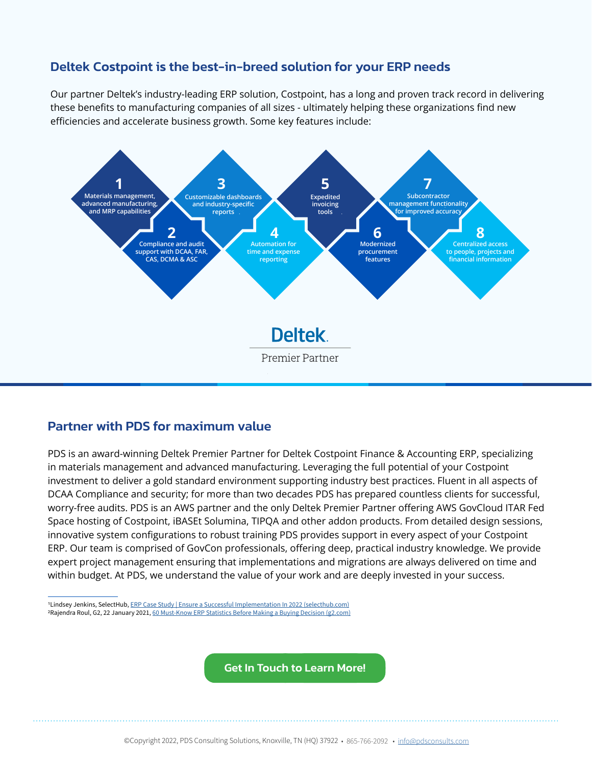## Deltek Costpoint is the best-in-breed solution for your ERP needs

Our partner Deltek's industry-leading ERP solution, Costpoint, has a long and proven track record in delivering these benefits to manufacturing companies of all sizes - ultimately helping these organizations find new efficiencies and accelerate business growth. Some key features include:

1. Materials management, advanced manufacturing, and MRP capabilities
2. Compliance and audit support with DCAA, FAR, CAS, DCMA & ASC
3. Customizable dashboards and industry-specific reports
4. Automation for time and expense reporting
5. Expedited invoicing tools
6. Modernized procurement features
7. Subcontractor management functionality for improved accuracy
8. Centralized access to people, projects and financial information

Deltek.

Premier Partner

## Partner with PDS for maximum value

PDS is an award-winning Deltek Premier Partner for Deltek Costpoint Finance & Accounting ERP, specializing in materials management and advanced manufacturing. Leveraging the full potential of your Costpoint investment to deliver a gold standard environment supporting industry best practices. Fluent in all aspects of DCAA Compliance and security; for more than two decades PDS has prepared countless clients for successful, worry-free audits. PDS is an AWS partner and the only Deltek Premier Partner offering AWS GovCloud ITAR Fed Space hosting of Costpoint, iBASEt Solumina, TIPQA and other addon products. From detailed design sessions, innovative system configurations to robust training PDS provides support in every aspect of your Costpoint ERP. Our team is comprised of GovCon professionals, offering deep, practical industry knowledge. We provide expert project management ensuring that implementations and migrations are always delivered on time and within budget. At PDS, we understand the value of your work and are deeply invested in your success.

[1]Lindsey Jenkins, SelectHub, ERP Case Study | Ensure a Successful Implementation In 2022 (selecthub.com)
[2]Rajendra Roul, G2, 22 January 2021, 60 Must-Know ERP Statistics Before Making a Buying Decision (g2.com)

**Get In Touch to Learn More!**

©Copyright 2022, PDS Consulting Solutions, Knoxville, TN (HQ) 37922 • 865-766-2092 • info@pdsconsults.com